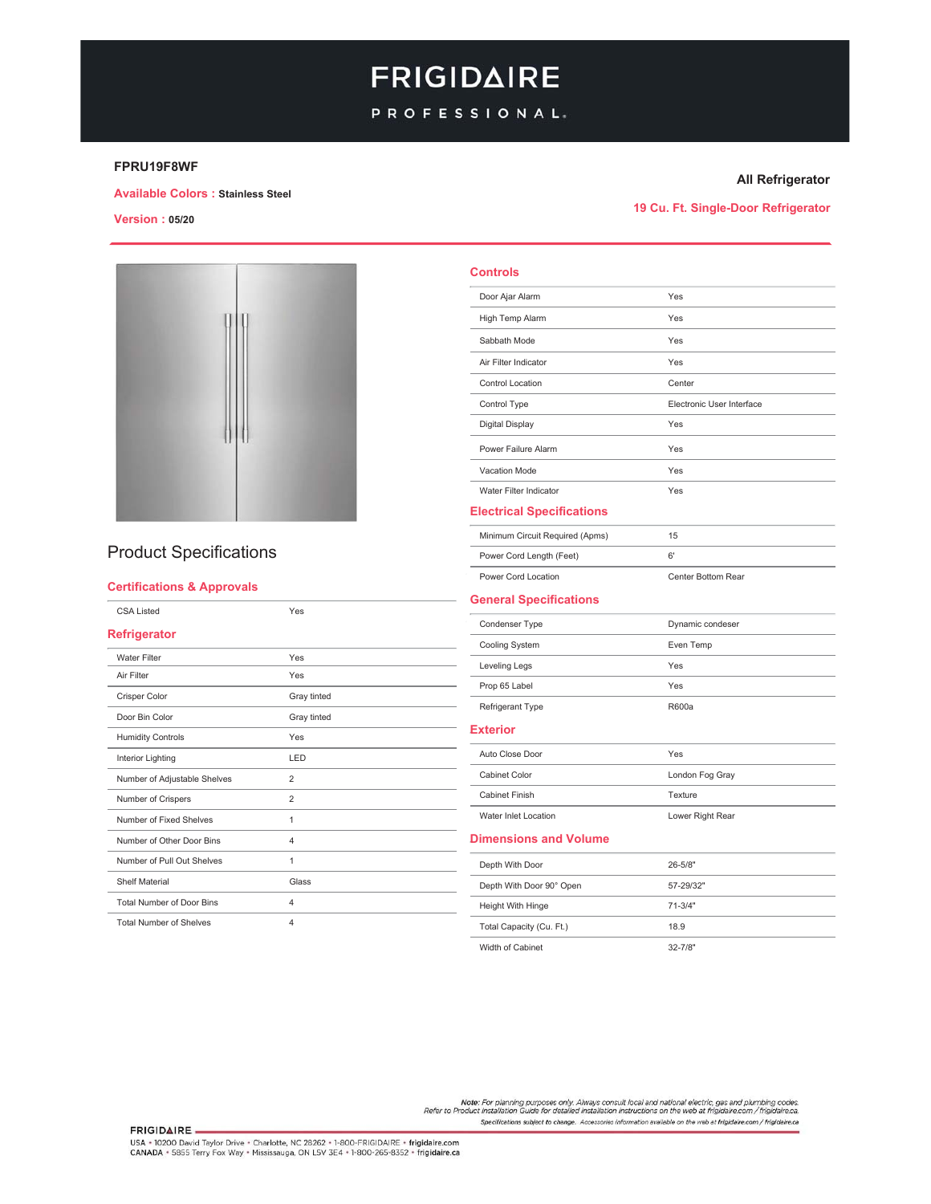# FRIGIDAIRE PROFESSIONAL

**FPRU19F8WF**

**Available Colors :** Stainless Steel

**Version :** 05/20

**All Refrigerator**

**19 Cu. Ft. Single-Door Refrigerator**

## Product Specifications

### Certifications & Approvals

| | |
|---|---|
| CSA Listed | Yes |

### Refrigerator

| | |
|---|---|
| Water Filter | Yes |
| Air Filter | Yes |
| Crisper Color | Gray tinted |
| Door Bin Color | Gray tinted |
| Humidity Controls | Yes |
| Interior Lighting | LED |
| Number of Adjustable Shelves | 2 |
| Number of Crispers | 2 |
| Number of Fixed Shelves | 1 |
| Number of Other Door Bins | 4 |
| Number of Pull Out Shelves | 1 |
| Shelf Material | Glass |
| Total Number of Door Bins | 4 |
| Total Number of Shelves | 4 |

### Controls

| | |
|---|---|
| Door Ajar Alarm | Yes |
| High Temp Alarm | Yes |
| Sabbath Mode | Yes |
| Air Filter Indicator | Yes |
| Control Location | Center |
| Control Type | Electronic User Interface |
| Digital Display | Yes |
| Power Failure Alarm | Yes |
| Vacation Mode | Yes |
| Water Filter Indicator | Yes |

### Electrical Specifications

| | |
|---|---|
| Minimum Circuit Required (Apms) | 15 |
| Power Cord Length (Feet) | 6' |
| Power Cord Location | Center Bottom Rear |

### General Specifications

| | |
|---|---|
| Condenser Type | Dynamic condeser |
| Cooling System | Even Temp |
| Leveling Legs | Yes |
| Prop 65 Label | Yes |
| Refrigerant Type | R600a |

### Exterior

| | |
|---|---|
| Auto Close Door | Yes |
| Cabinet Color | London Fog Gray |
| Cabinet Finish | Texture |
| Water Inlet Location | Lower Right Rear |

### Dimensions and Volume

| | |
|---|---|
| Depth With Door | 26-5/8" |
| Depth With Door 90° Open | 57-29/32" |
| Height With Hinge | 71-3/4" |
| Total Capacity (Cu. Ft.) | 18.9 |
| Width of Cabinet | 32-7/8" |

*Note: For planning purposes only. Always consult local and national electric, gas and plumbing codes. Refer to Product Installation Guide for detailed installation instructions on the web at frigidaire.com / frigidaire.ca.*

*Specifications subject to change. Accessories information available on the web at frigidaire.com / frigidaire.ca*

FRIGIDAIRE
USA • 10200 David Taylor Drive • Charlotte, NC 28262 • 1-800-FRIGIDAIRE • **frigidaire.com**
CANADA • 5855 Terry Fox Way • Mississauga, ON L5V 3E4 • 1-800-265-8352 • **frigidaire.ca**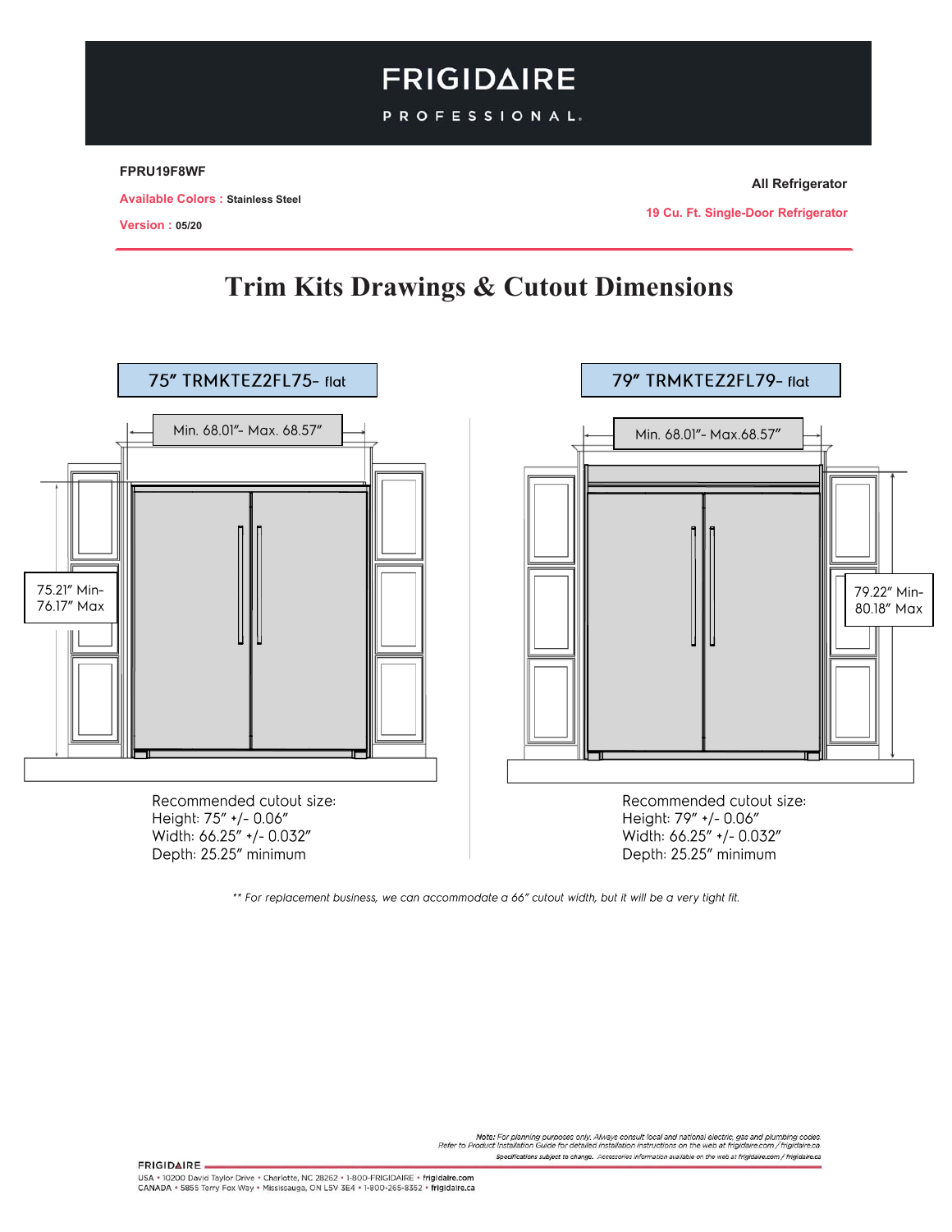# FRIGIDAIRE PROFESSIONAL

**FPRU19F8WF**

**Available Colors :** Stainless Steel

**Version :** 05/20

**All Refrigerator**

**19 Cu. Ft. Single-Door Refrigerator**

## Trim Kits Drawings & Cutout Dimensions

### 75" TRMKTEZ2FL75- flat

Min. 68.01"- Max. 68.57"

75.21" Min- 76.17" Max

Recommended cutout size:
Height: 75" +/- 0.06"
Width: 66.25" +/- 0.032"
Depth: 25.25" minimum

### 79" TRMKTEZ2FL79- flat

Min. 68.01"- Max.68.57"

79.22" Min- 80.18" Max

Recommended cutout size:
Height: 79" +/- 0.06"
Width: 66.25" +/- 0.032"
Depth: 25.25" minimum

*** For replacement business, we can accommodate a 66" cutout width, but it will be a very tight fit.*

*Note: For planning purposes only. Always consult local and national electric, gas and plumbing codes. Refer to Product Installation Guide for detailed installation instructions on the web at frigidaire.com / frigidaire.ca*

*Specifications subject to change. Accessories information available on the web at frigidaire.com / frigidaire.ca*

FRIGIDAIRE
USA • 10200 David Taylor Drive • Charlotte, NC 28262 • 1-800-FRIGIDAIRE • frigidaire.com
CANADA • 5855 Terry Fox Way • Mississauga, ON L5V 3E4 • 1-800-265-8352 • frigidaire.ca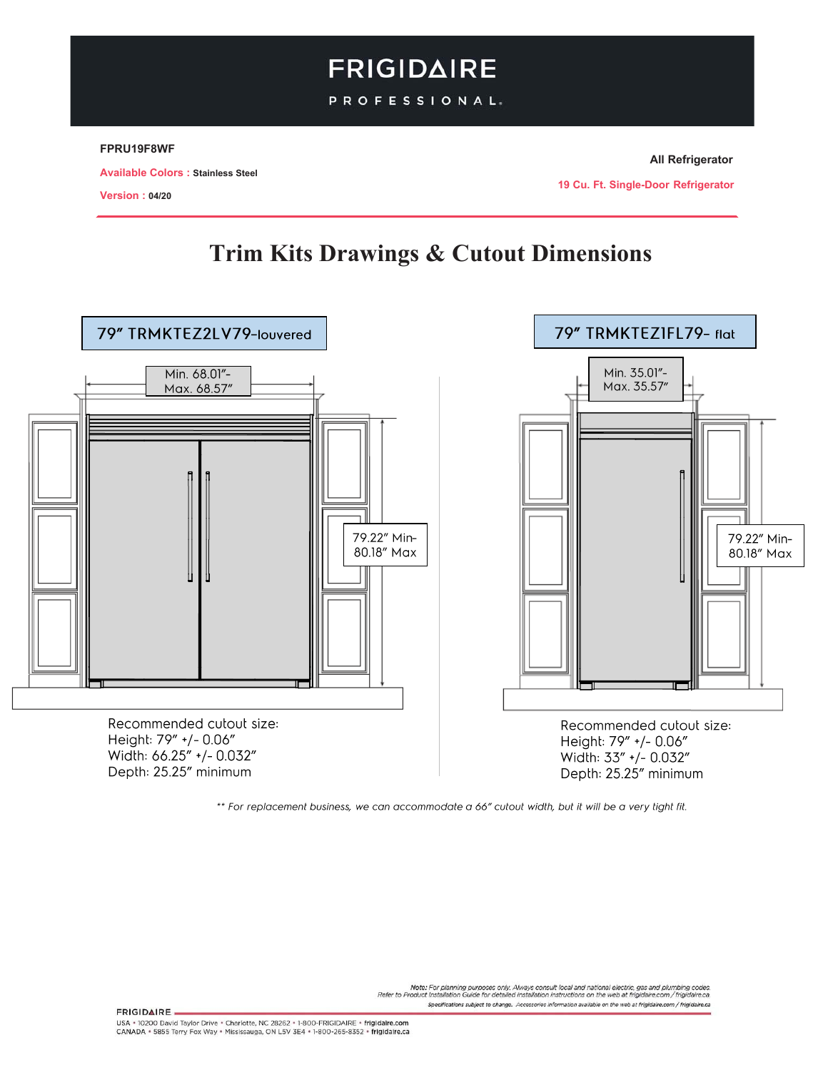FRIGIDAIRE

PROFESSIONAL

**FPRU19F8WF**

**Available Colors :** Stainless Steel

**Version :** 04/20

**All Refrigerator**

**19 Cu. Ft. Single-Door Refrigerator**

# Trim Kits Drawings & Cutout Dimensions

## 79" TRMKTEZ2LV79-louvered

Min. 68.01"- Max. 68.57"

79.22" Min- 80.18" Max

Recommended cutout size:
Height: 79" +/- 0.06"
Width: 66.25" +/- 0.032"
Depth: 25.25" minimum

## 79" TRMKTEZ1FL79- flat

Min. 35.01"- Max. 35.57"

79.22" Min- 80.18" Max

Recommended cutout size:
Height: 79" +/- 0.06"
Width: 33" +/- 0.032"
Depth: 25.25" minimum

*\*\* For replacement business, we can accommodate a 66" cutout width, but it will be a very tight fit.*

*Note: For planning purposes only. Always consult local and national electric, gas and plumbing codes. Refer to Product Installation Guide for detailed installation instructions on the web at frigidaire.com / frigidaire.ca.*

*Specifications subject to change. Accessories information available on the web at frigidaire.com / frigidaire.ca*

FRIGIDAIRE

USA • 10200 David Taylor Drive • Charlotte, NC 28262 • 1-800-FRIGIDAIRE • frigidaire.com
CANADA • 5855 Terry Fox Way • Mississauga, ON L5V 3E4 • 1-800-265-8352 • frigidaire.ca